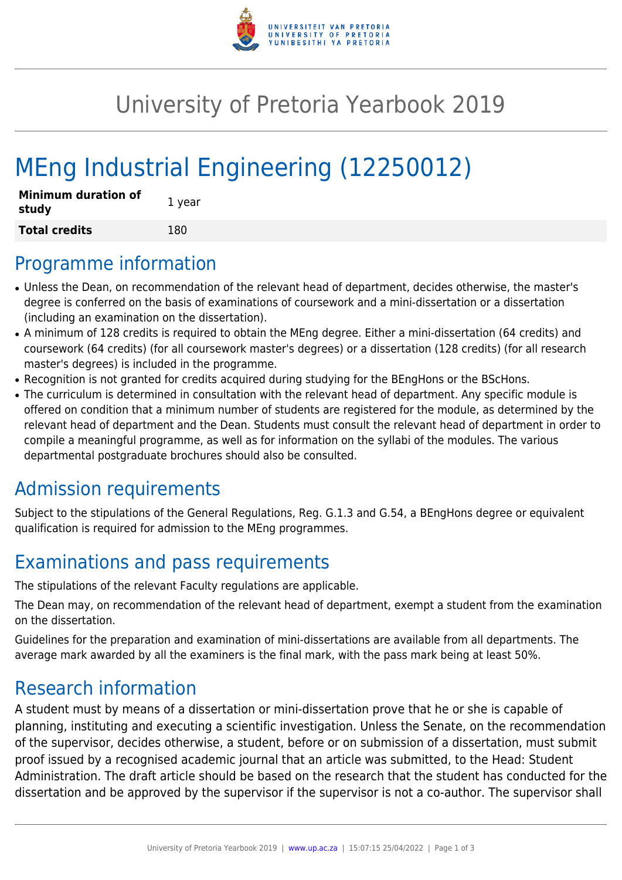# University of Pretoria Yearbook 2019

# MEng Industrial Engineering (12250012)

| **Minimum duration of study** | 1 year |
|---|---|
| **Total credits** | 180 |

## Programme information

- Unless the Dean, on recommendation of the relevant head of department, decides otherwise, the master's degree is conferred on the basis of examinations of coursework and a mini-dissertation or a dissertation (including an examination on the dissertation).
- A minimum of 128 credits is required to obtain the MEng degree. Either a mini-dissertation (64 credits) and coursework (64 credits) (for all coursework master's degrees) or a dissertation (128 credits) (for all research master's degrees) is included in the programme.
- Recognition is not granted for credits acquired during studying for the BEngHons or the BScHons.
- The curriculum is determined in consultation with the relevant head of department. Any specific module is offered on condition that a minimum number of students are registered for the module, as determined by the relevant head of department and the Dean. Students must consult the relevant head of department in order to compile a meaningful programme, as well as for information on the syllabi of the modules. The various departmental postgraduate brochures should also be consulted.

## Admission requirements

Subject to the stipulations of the General Regulations, Reg. G.1.3 and G.54, a BEngHons degree or equivalent qualification is required for admission to the MEng programmes.

## Examinations and pass requirements

The stipulations of the relevant Faculty regulations are applicable.

The Dean may, on recommendation of the relevant head of department, exempt a student from the examination on the dissertation.

Guidelines for the preparation and examination of mini-dissertations are available from all departments. The average mark awarded by all the examiners is the final mark, with the pass mark being at least 50%.

## Research information

A student must by means of a dissertation or mini-dissertation prove that he or she is capable of planning, instituting and executing a scientific investigation. Unless the Senate, on the recommendation of the supervisor, decides otherwise, a student, before or on submission of a dissertation, must submit proof issued by a recognised academic journal that an article was submitted, to the Head: Student Administration. The draft article should be based on the research that the student has conducted for the dissertation and be approved by the supervisor if the supervisor is not a co-author. The supervisor shall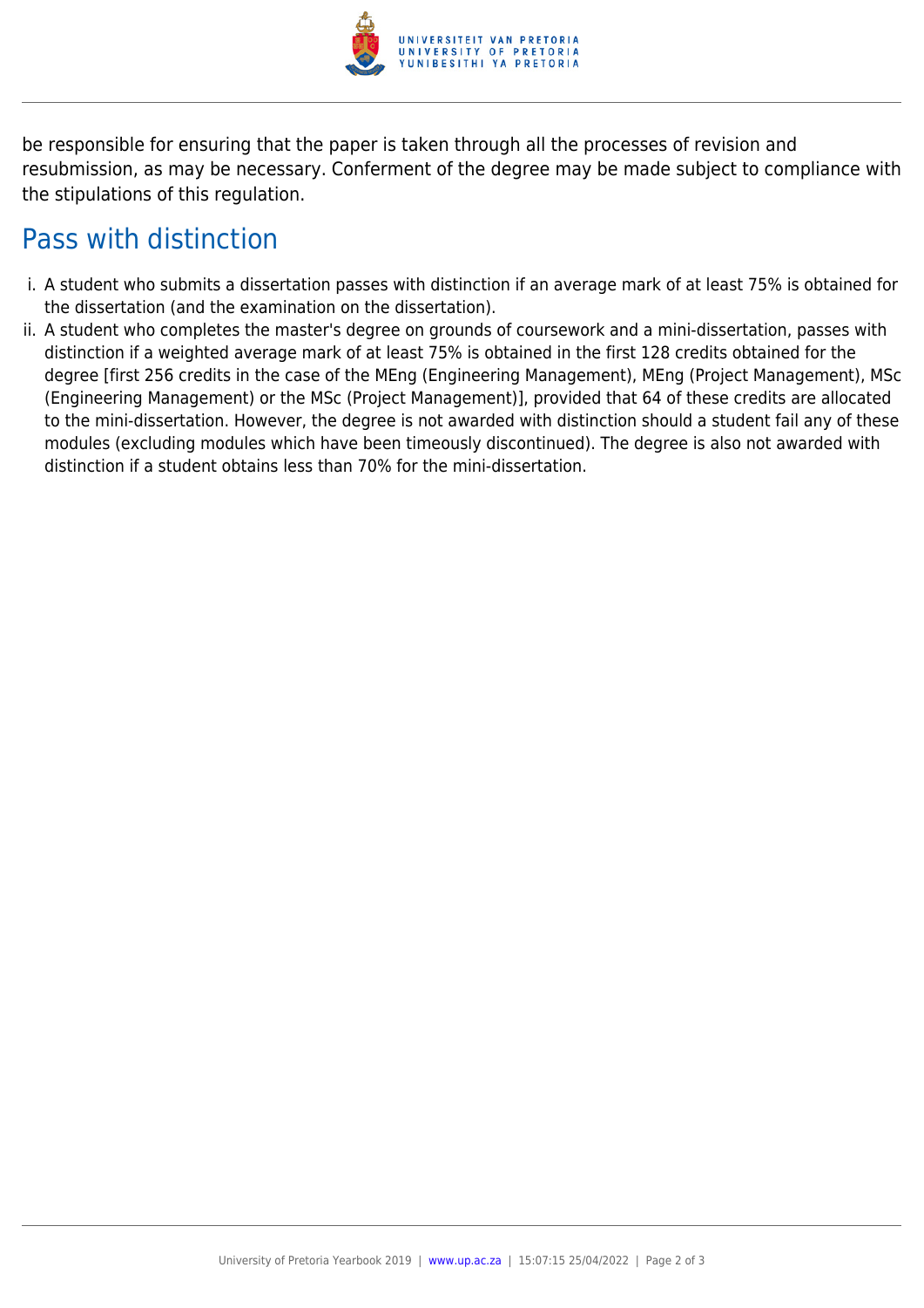be responsible for ensuring that the paper is taken through all the processes of revision and resubmission, as may be necessary. Conferment of the degree may be made subject to compliance with the stipulations of this regulation.

## Pass with distinction

i. A student who submits a dissertation passes with distinction if an average mark of at least 75% is obtained for the dissertation (and the examination on the dissertation).
ii. A student who completes the master's degree on grounds of coursework and a mini-dissertation, passes with distinction if a weighted average mark of at least 75% is obtained in the first 128 credits obtained for the degree [first 256 credits in the case of the MEng (Engineering Management), MEng (Project Management), MSc (Engineering Management) or the MSc (Project Management)], provided that 64 of these credits are allocated to the mini-dissertation. However, the degree is not awarded with distinction should a student fail any of these modules (excluding modules which have been timeously discontinued). The degree is also not awarded with distinction if a student obtains less than 70% for the mini-dissertation.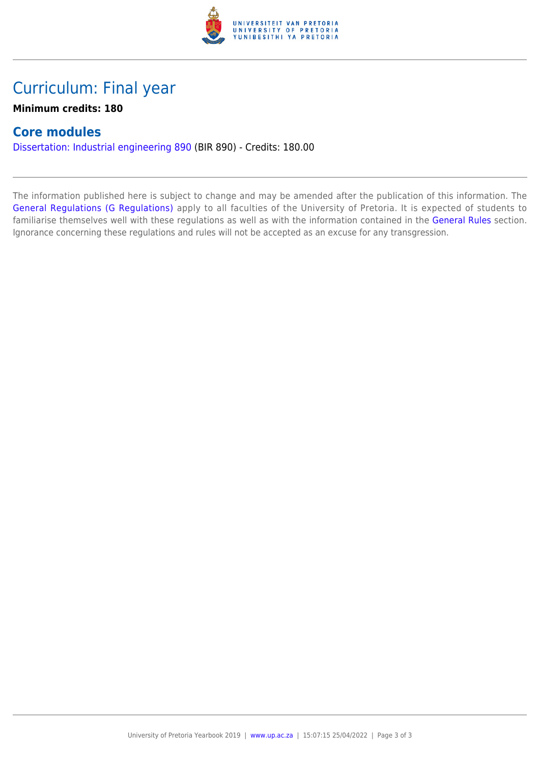# Curriculum: Final year

**Minimum credits: 180**

## Core modules

Dissertation: Industrial engineering 890 (BIR 890) - Credits: 180.00

The information published here is subject to change and may be amended after the publication of this information. The General Regulations (G Regulations) apply to all faculties of the University of Pretoria. It is expected of students to familiarise themselves well with these regulations as well as with the information contained in the General Rules section. Ignorance concerning these regulations and rules will not be accepted as an excuse for any transgression.